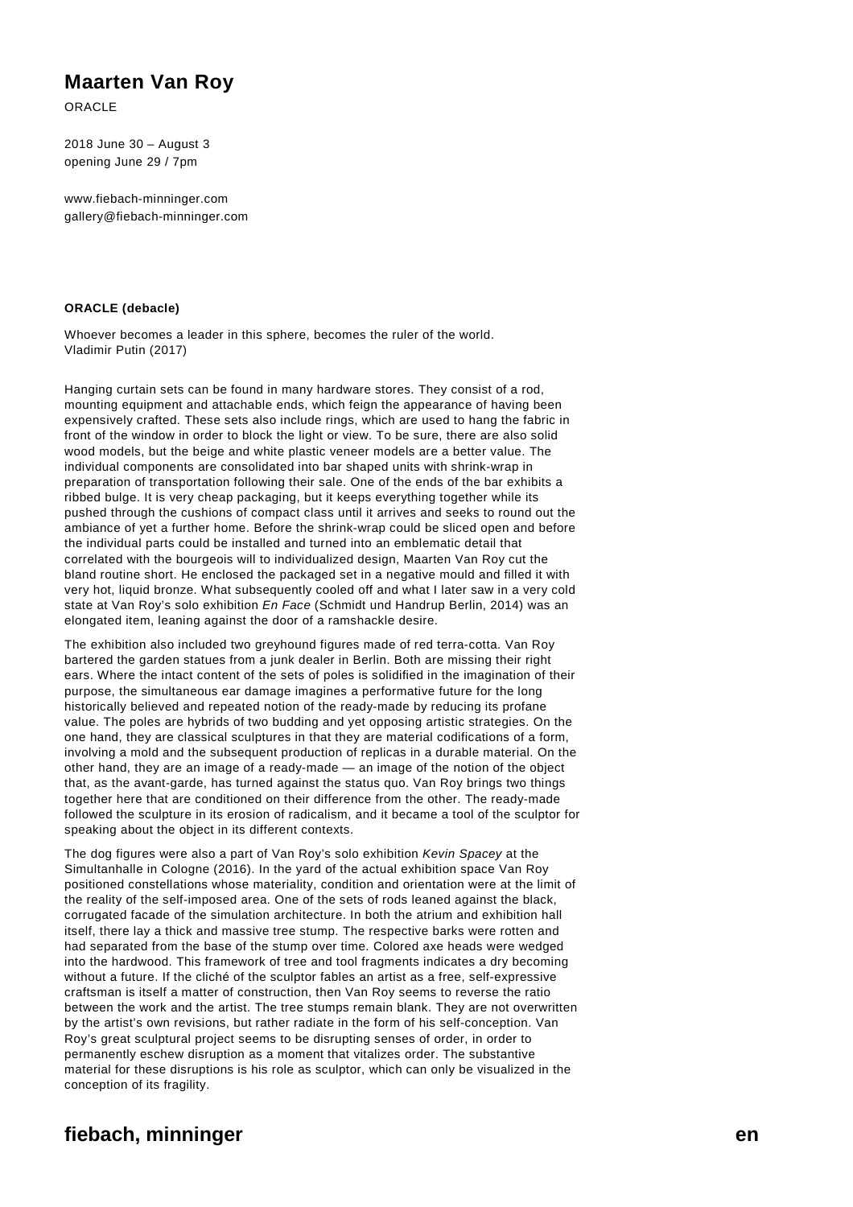# Maarten Van Roy

ORACLE

2018 June 30 – August 3
opening June 29 / 7pm

www.fiebach-minninger.com
gallery@fiebach-minninger.com

**ORACLE (debacle)**

Whoever becomes a leader in this sphere, becomes the ruler of the world.
Vladimir Putin (2017)

Hanging curtain sets can be found in many hardware stores. They consist of a rod, mounting equipment and attachable ends, which feign the appearance of having been expensively crafted. These sets also include rings, which are used to hang the fabric in front of the window in order to block the light or view. To be sure, there are also solid wood models, but the beige and white plastic veneer models are a better value. The individual components are consolidated into bar shaped units with shrink-wrap in preparation of transportation following their sale. One of the ends of the bar exhibits a ribbed bulge. It is very cheap packaging, but it keeps everything together while its pushed through the cushions of compact class until it arrives and seeks to round out the ambiance of yet a further home. Before the shrink-wrap could be sliced open and before the individual parts could be installed and turned into an emblematic detail that correlated with the bourgeois will to individualized design, Maarten Van Roy cut the bland routine short. He enclosed the packaged set in a negative mould and filled it with very hot, liquid bronze. What subsequently cooled off and what I later saw in a very cold state at Van Roy's solo exhibition *En Face* (Schmidt und Handrup Berlin, 2014) was an elongated item, leaning against the door of a ramshackle desire.

The exhibition also included two greyhound figures made of red terra-cotta. Van Roy bartered the garden statues from a junk dealer in Berlin. Both are missing their right ears. Where the intact content of the sets of poles is solidified in the imagination of their purpose, the simultaneous ear damage imagines a performative future for the long historically believed and repeated notion of the ready-made by reducing its profane value. The poles are hybrids of two budding and yet opposing artistic strategies. On the one hand, they are classical sculptures in that they are material codifications of a form, involving a mold and the subsequent production of replicas in a durable material. On the other hand, they are an image of a ready-made — an image of the notion of the object that, as the avant-garde, has turned against the status quo. Van Roy brings two things together here that are conditioned on their difference from the other. The ready-made followed the sculpture in its erosion of radicalism, and it became a tool of the sculptor for speaking about the object in its different contexts.

The dog figures were also a part of Van Roy's solo exhibition *Kevin Spacey* at the Simultanhalle in Cologne (2016). In the yard of the actual exhibition space Van Roy positioned constellations whose materiality, condition and orientation were at the limit of the reality of the self-imposed area. One of the sets of rods leaned against the black, corrugated facade of the simulation architecture. In both the atrium and exhibition hall itself, there lay a thick and massive tree stump. The respective barks were rotten and had separated from the base of the stump over time. Colored axe heads were wedged into the hardwood. This framework of tree and tool fragments indicates a dry becoming without a future. If the cliché of the sculptor fables an artist as a free, self-expressive craftsman is itself a matter of construction, then Van Roy seems to reverse the ratio between the work and the artist. The tree stumps remain blank. They are not overwritten by the artist's own revisions, but rather radiate in the form of his self-conception. Van Roy's great sculptural project seems to be disrupting senses of order, in order to permanently eschew disruption as a moment that vitalizes order. The substantive material for these disruptions is his role as sculptor, which can only be visualized in the conception of its fragility.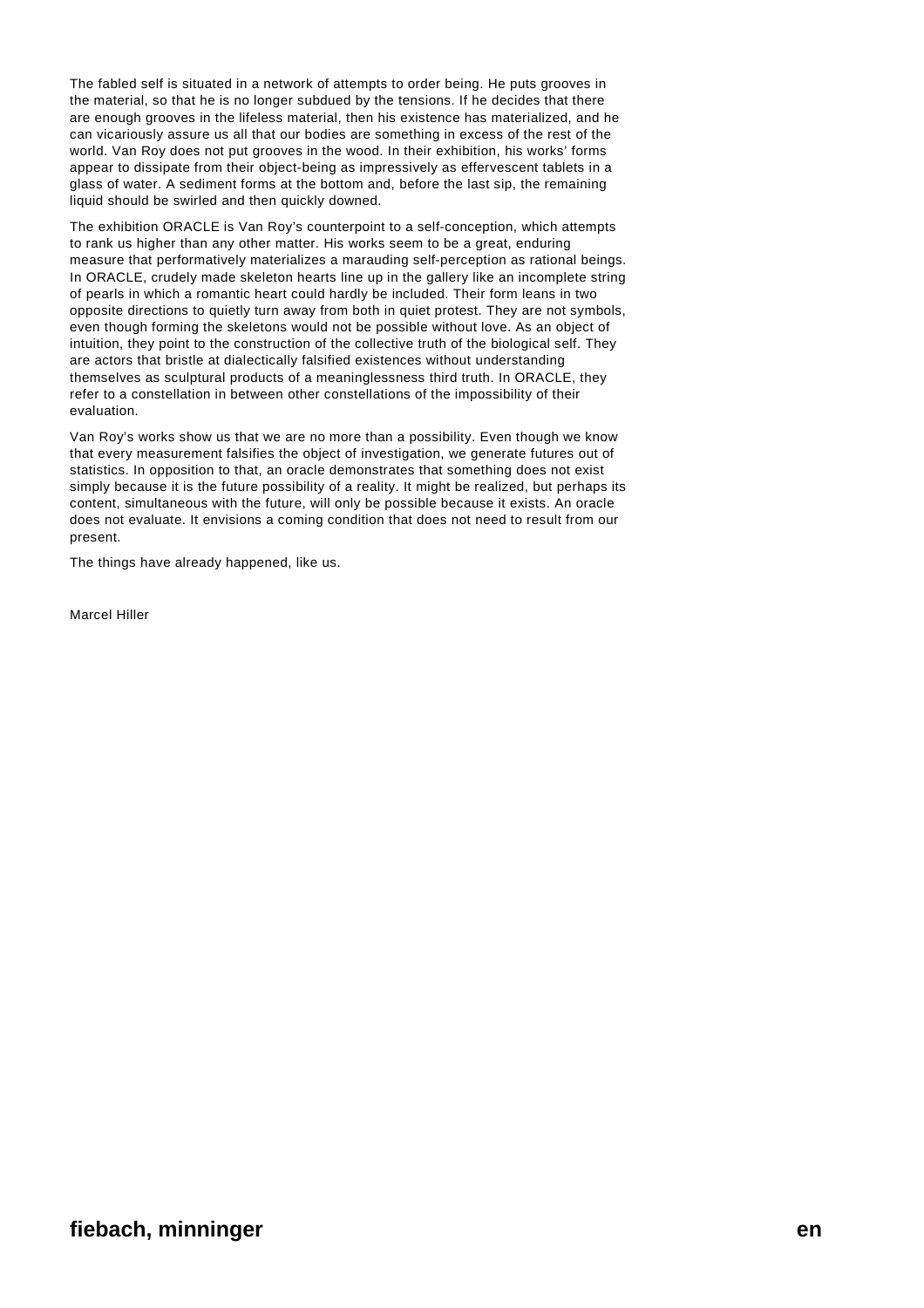The fabled self is situated in a network of attempts to order being. He puts grooves in the material, so that he is no longer subdued by the tensions. If he decides that there are enough grooves in the lifeless material, then his existence has materialized, and he can vicariously assure us all that our bodies are something in excess of the rest of the world. Van Roy does not put grooves in the wood. In their exhibition, his works' forms appear to dissipate from their object-being as impressively as effervescent tablets in a glass of water. A sediment forms at the bottom and, before the last sip, the remaining liquid should be swirled and then quickly downed.

The exhibition ORACLE is Van Roy's counterpoint to a self-conception, which attempts to rank us higher than any other matter. His works seem to be a great, enduring measure that performatively materializes a marauding self-perception as rational beings. In ORACLE, crudely made skeleton hearts line up in the gallery like an incomplete string of pearls in which a romantic heart could hardly be included. Their form leans in two opposite directions to quietly turn away from both in quiet protest. They are not symbols, even though forming the skeletons would not be possible without love. As an object of intuition, they point to the construction of the collective truth of the biological self. They are actors that bristle at dialectically falsified existences without understanding themselves as sculptural products of a meaninglessness third truth. In ORACLE, they refer to a constellation in between other constellations of the impossibility of their evaluation.

Van Roy's works show us that we are no more than a possibility. Even though we know that every measurement falsifies the object of investigation, we generate futures out of statistics. In opposition to that, an oracle demonstrates that something does not exist simply because it is the future possibility of a reality. It might be realized, but perhaps its content, simultaneous with the future, will only be possible because it exists. An oracle does not evaluate. It envisions a coming condition that does not need to result from our present.

The things have already happened, like us.

Marcel Hiller